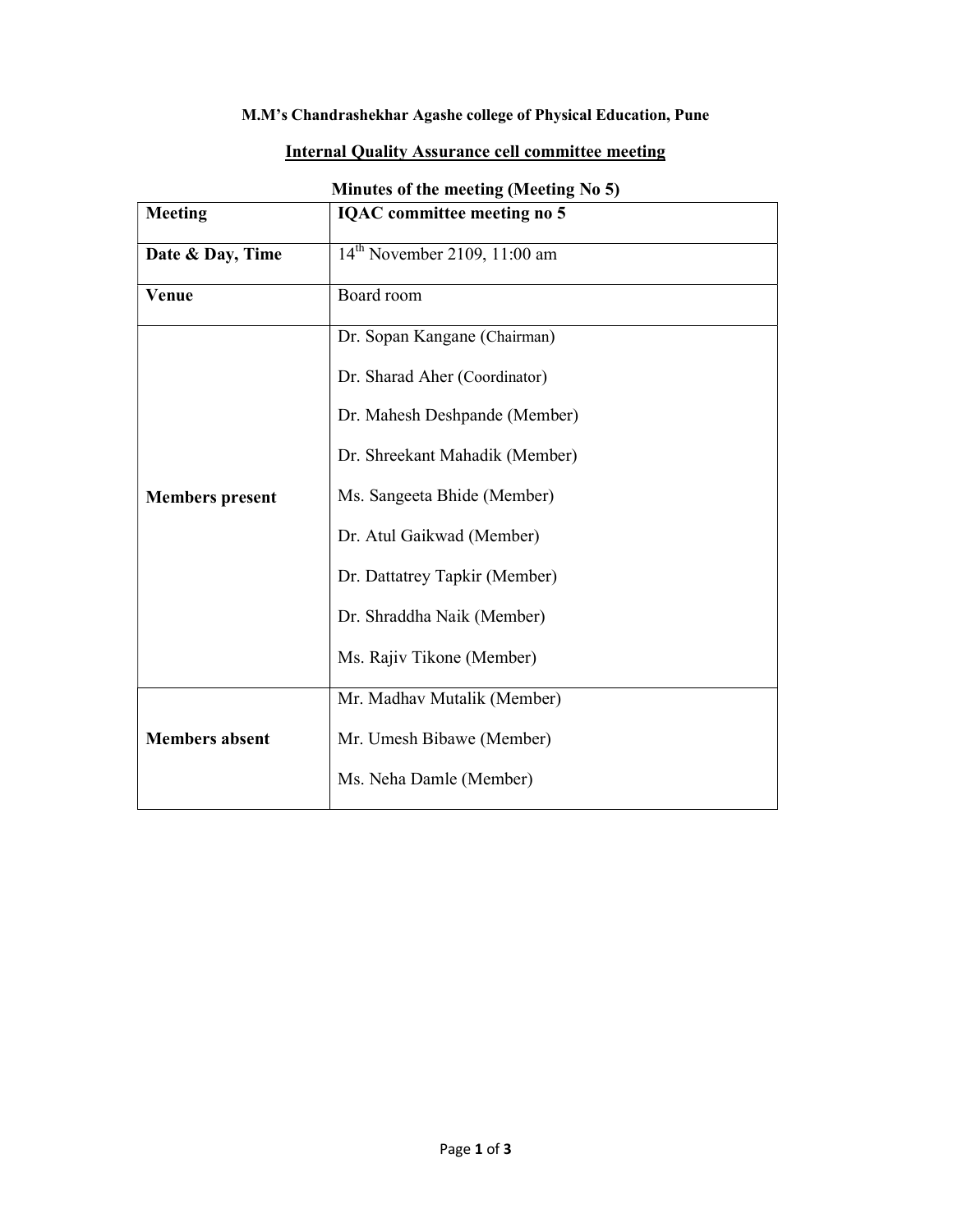**M.M's Chandrashekhar Agashe college of Physical Education, Pune**

**Internal Quality Assurance cell committee meeting**

**Minutes of the meeting (Meeting No 5)**

| **Meeting** | **IQAC committee meeting no 5** |
|---|---|
| **Date & Day, Time** | 14th November 2109, 11:00 am |
| **Venue** | Board room |
| **Members present** | Dr. Sopan Kangane (Chairman)<br>Dr. Sharad Aher (Coordinator)<br>Dr. Mahesh Deshpande (Member)<br>Dr. Shreekant Mahadik (Member)<br>Ms. Sangeeta Bhide (Member)<br>Dr. Atul Gaikwad (Member)<br>Dr. Dattatrey Tapkir (Member)<br>Dr. Shraddha Naik (Member)<br>Ms. Rajiv Tikone (Member) |
| **Members absent** | Mr. Madhav Mutalik (Member)<br>Mr. Umesh Bibawe (Member)<br>Ms. Neha Damle (Member) |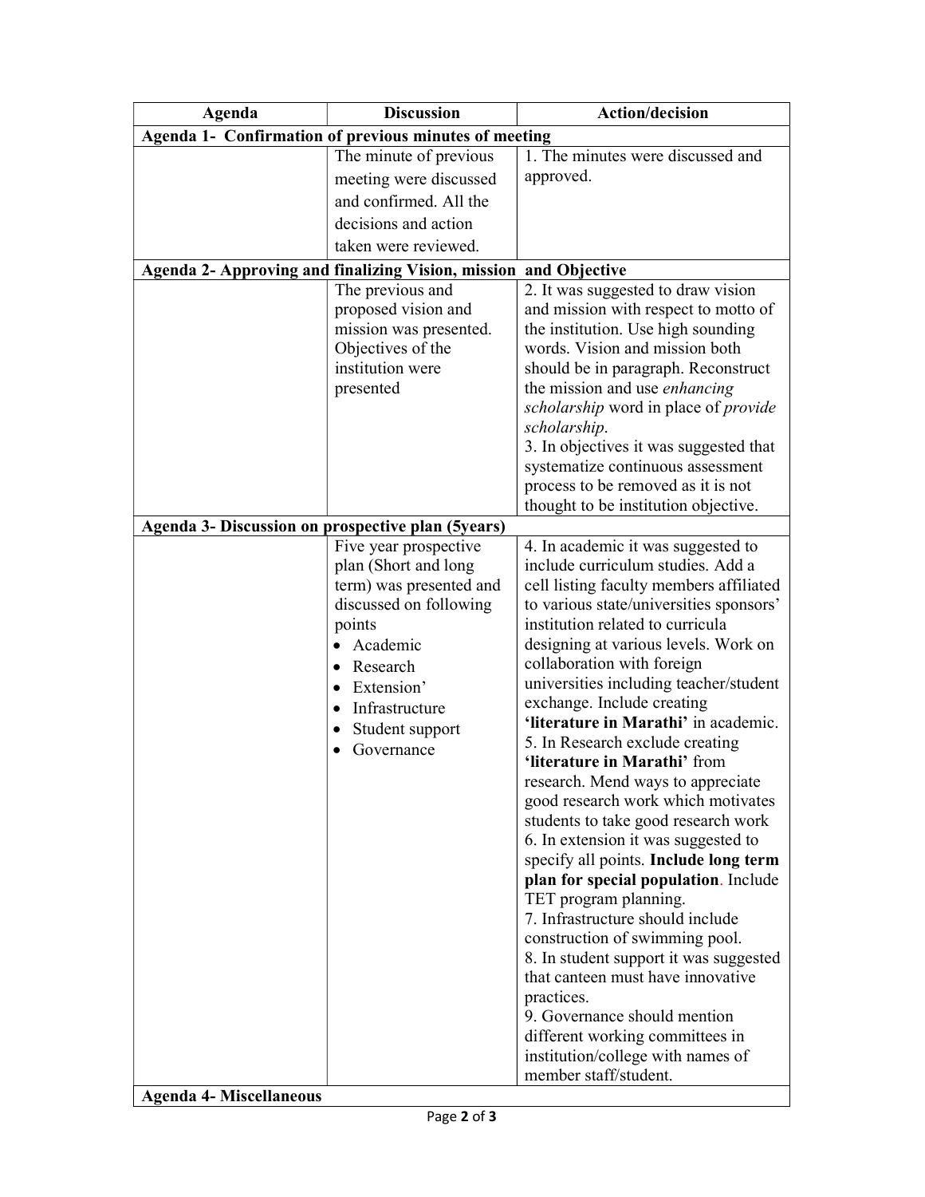| Agenda | Discussion | Action/decision |
|---|---|---|
| **Agenda 1- Confirmation of previous minutes of meeting** | | |
| | The minute of previous meeting were discussed and confirmed. All the decisions and action taken were reviewed. | 1. The minutes were discussed and approved. |
| **Agenda 2- Approving and finalizing Vision, mission and Objective** | | |
| | The previous and proposed vision and mission was presented. Objectives of the institution were presented | 2. It was suggested to draw vision and mission with respect to motto of the institution. Use high sounding words. Vision and mission both should be in paragraph. Reconstruct the mission and use *enhancing scholarship* word in place of *provide scholarship*.<br>3. In objectives it was suggested that systematize continuous assessment process to be removed as it is not thought to be institution objective. |
| **Agenda 3- Discussion on prospective plan (5years)** | | |
| | Five year prospective plan (Short and long term) was presented and discussed on following points<br>• Academic<br>• Research<br>• Extension'<br>• Infrastructure<br>• Student support<br>• Governance | 4. In academic it was suggested to include curriculum studies. Add a cell listing faculty members affiliated to various state/universities sponsors' institution related to curricula designing at various levels. Work on collaboration with foreign universities including teacher/student exchange. Include creating **'literature in Marathi'** in academic.<br>5. In Research exclude creating **'literature in Marathi'** from research. Mend ways to appreciate good research work which motivates students to take good research work<br>6. In extension it was suggested to specify all points. **Include long term plan for special population**. Include TET program planning.<br>7. Infrastructure should include construction of swimming pool.<br>8. In student support it was suggested that canteen must have innovative practices.<br>9. Governance should mention different working committees in institution/college with names of member staff/student. |
| **Agenda 4- Miscellaneous** | | |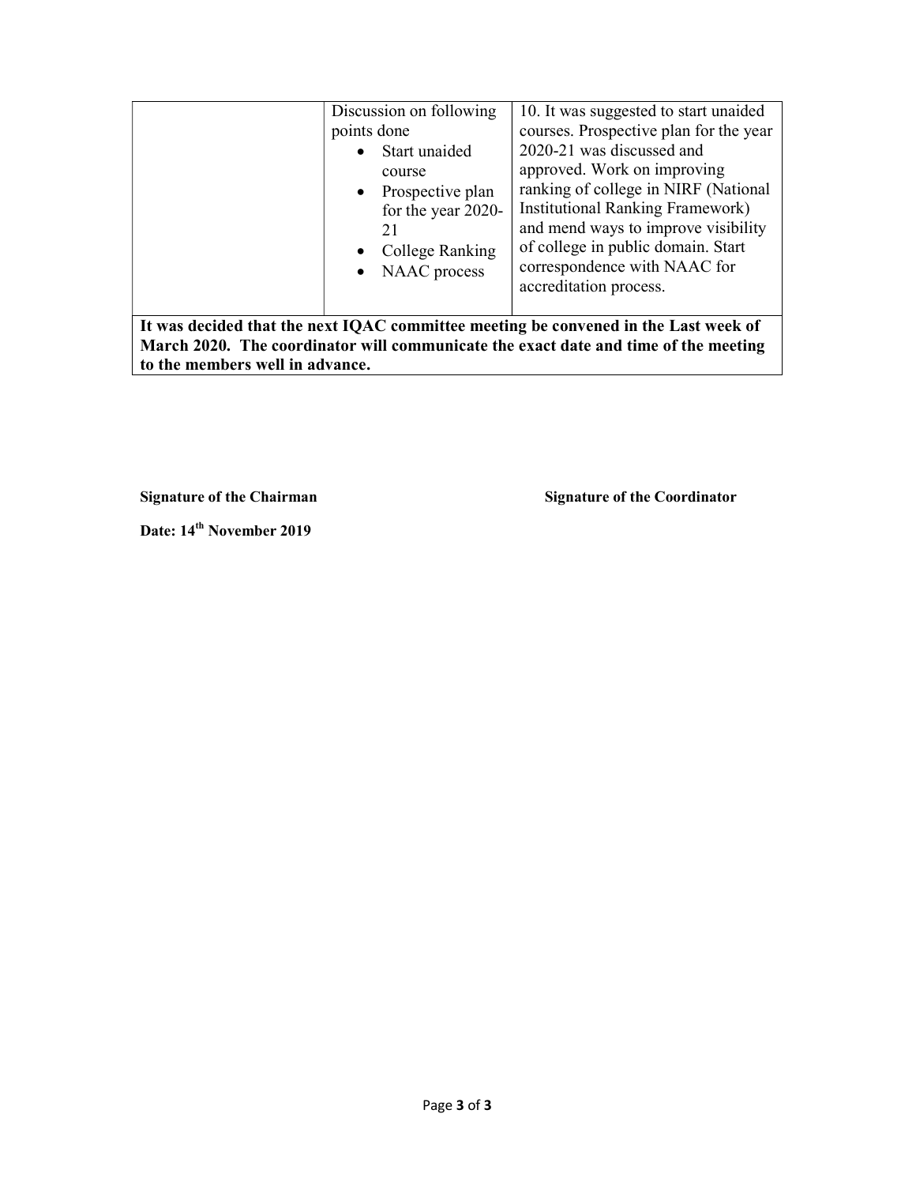| | | |
|---|---|---|
| | Discussion on following points done<br>• Start unaided course<br>• Prospective plan for the year 2020-21<br>• College Ranking<br>• NAAC process | 10. It was suggested to start unaided courses. Prospective plan for the year 2020-21 was discussed and approved. Work on improving ranking of college in NIRF (National Institutional Ranking Framework) and mend ways to improve visibility of college in public domain. Start correspondence with NAAC for accreditation process. |
| **It was decided that the next IQAC committee meeting be convened in the Last week of March 2020. The coordinator will communicate the exact date and time of the meeting to the members well in advance.** | | |

**Signature of the Chairman** **Signature of the Coordinator**

**Date: 14th November 2019**